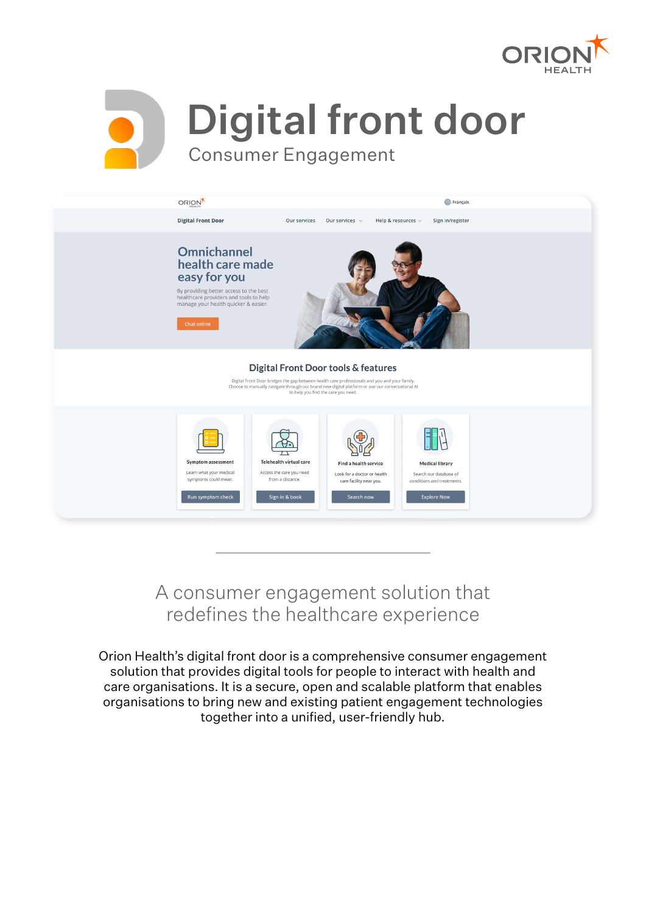# Digital front door

## Consumer Engagement

A consumer engagement solution that redefines the healthcare experience

Orion Health's digital front door is a comprehensive consumer engagement solution that provides digital tools for people to interact with health and care organisations. It is a secure, open and scalable platform that enables organisations to bring new and existing patient engagement technologies together into a unified, user-friendly hub.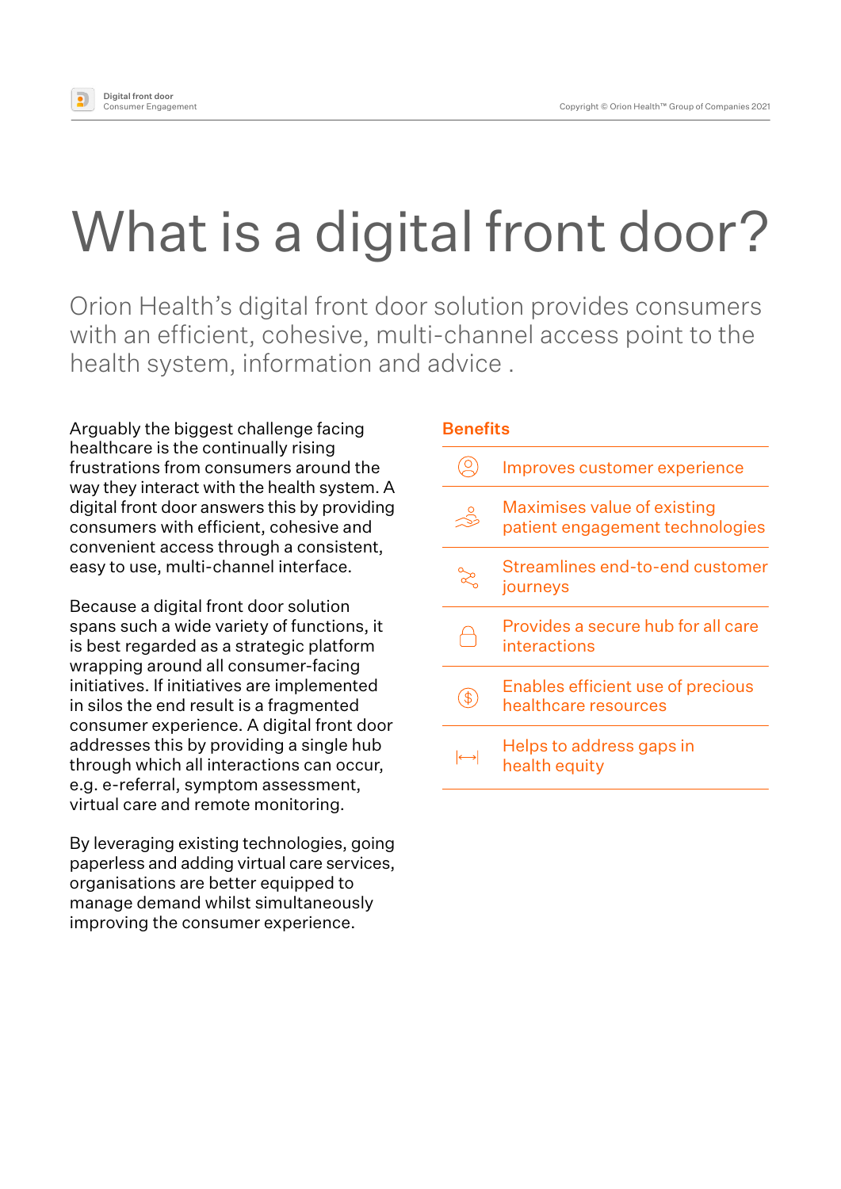# What is a digital front door?

Orion Health's digital front door solution provides consumers with an efficient, cohesive, multi-channel access point to the health system, information and advice .

Arguably the biggest challenge facing healthcare is the continually rising frustrations from consumers around the way they interact with the health system. A digital front door answers this by providing consumers with efficient, cohesive and convenient access through a consistent, easy to use, multi-channel interface.

Because a digital front door solution spans such a wide variety of functions, it is best regarded as a strategic platform wrapping around all consumer-facing initiatives. If initiatives are implemented in silos the end result is a fragmented consumer experience. A digital front door addresses this by providing a single hub through which all interactions can occur, e.g. e-referral, symptom assessment, virtual care and remote monitoring.

By leveraging existing technologies, going paperless and adding virtual care services, organisations are better equipped to manage demand whilst simultaneously improving the consumer experience.

## Benefits

- Improves customer experience
- Maximises value of existing patient engagement technologies
- Streamlines end-to-end customer journeys
- Provides a secure hub for all care interactions
- Enables efficient use of precious healthcare resources
- Helps to address gaps in health equity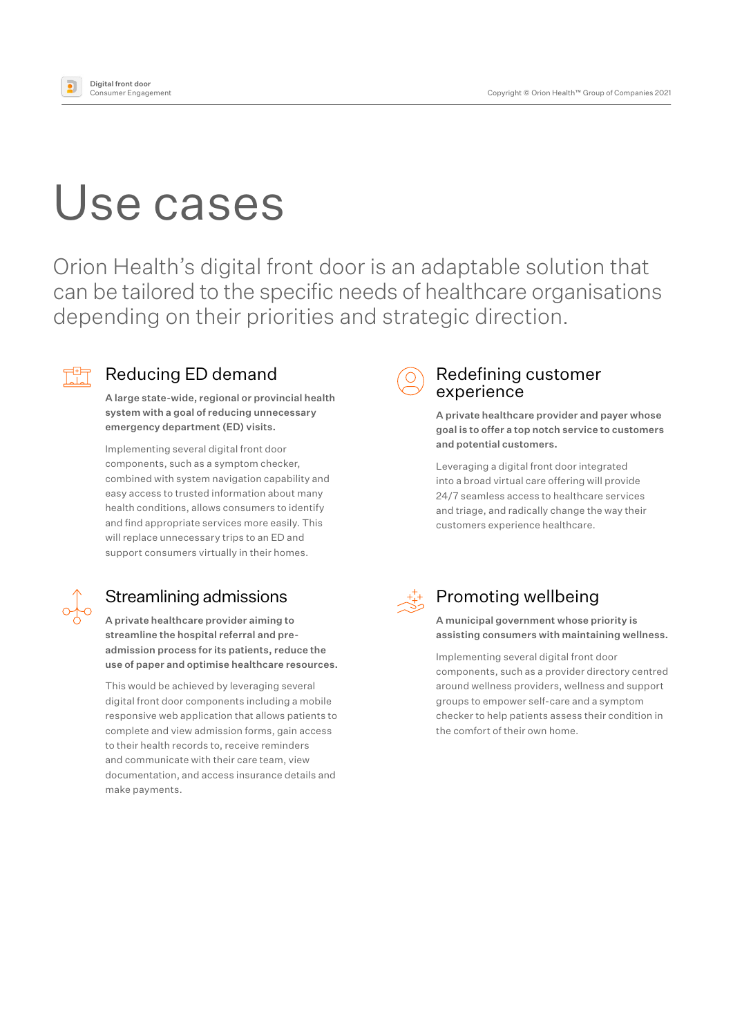# Use cases

Orion Health's digital front door is an adaptable solution that can be tailored to the specific needs of healthcare organisations depending on their priorities and strategic direction.

## Reducing ED demand

**A large state-wide, regional or provincial health system with a goal of reducing unnecessary emergency department (ED) visits.**

Implementing several digital front door components, such as a symptom checker, combined with system navigation capability and easy access to trusted information about many health conditions, allows consumers to identify and find appropriate services more easily. This will replace unnecessary trips to an ED and support consumers virtually in their homes.

## Redefining customer experience

**A private healthcare provider and payer whose goal is to offer a top notch service to customers and potential customers.**

Leveraging a digital front door integrated into a broad virtual care offering will provide 24/7 seamless access to healthcare services and triage, and radically change the way their customers experience healthcare.

## Streamlining admissions

**A private healthcare provider aiming to streamline the hospital referral and pre-admission process for its patients, reduce the use of paper and optimise healthcare resources.**

This would be achieved by leveraging several digital front door components including a mobile responsive web application that allows patients to complete and view admission forms, gain access to their health records to, receive reminders and communicate with their care team, view documentation, and access insurance details and make payments.

## Promoting wellbeing

**A municipal government whose priority is assisting consumers with maintaining wellness.**

Implementing several digital front door components, such as a provider directory centred around wellness providers, wellness and support groups to empower self-care and a symptom checker to help patients assess their condition in the comfort of their own home.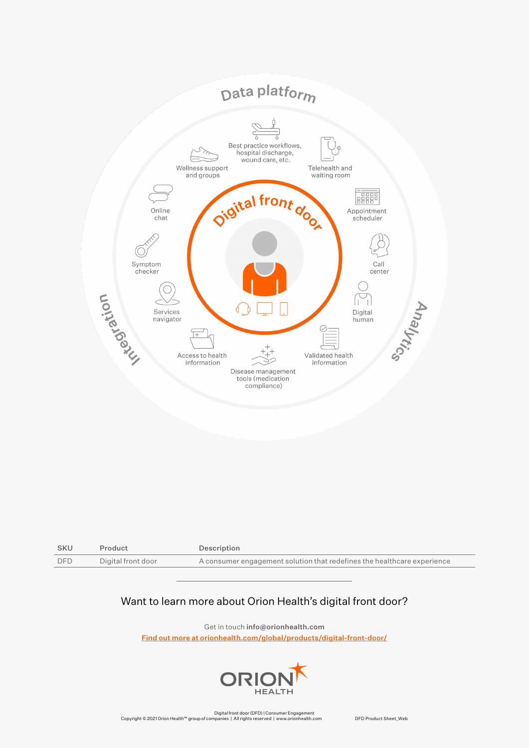Data platform

Best practice workflows, hospital discharge, wound care, etc.

Wellness support and groups

Telehealth and waiting room

Online chat

Digital front door

Appointment scheduler

Symptom checker

Call center

Services navigator

Digital human

Integration

Analytics

Access to health information

Validated health information

Disease management tools (medication compliance)

| SKU | Product | Description |
| --- | --- | --- |
| DFD | Digital front door | A consumer engagement solution that redefines the healthcare experience |

## Want to learn more about Orion Health's digital front door?

Get in touch **info@orionhealth.com**

[Find out more at orionhealth.com/global/products/digital-front-door/](https://orionhealth.com/global/products/digital-front-door/)

ORION HEALTH

Digital front door (DFD) | Consumer Engagement
Copyright © 2021 Orion Health™ group of companies | All rights reserved | www.orionhealth.com

DFD Product Sheet_Web